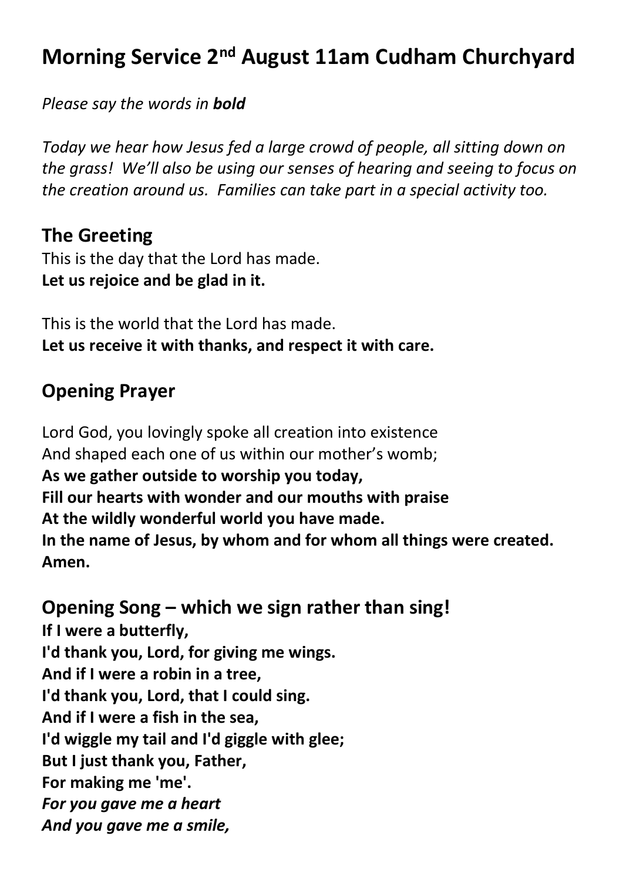# Morning Service 2nd August 11am Cudham Churchyard

*Please say the words in **bold***

*Today we hear how Jesus fed a large crowd of people, all sitting down on the grass! We'll also be using our senses of hearing and seeing to focus on the creation around us. Families can take part in a special activity too.*

## The Greeting

This is the day that the Lord has made.
**Let us rejoice and be glad in it.**

This is the world that the Lord has made.
**Let us receive it with thanks, and respect it with care.**

## Opening Prayer

Lord God, you lovingly spoke all creation into existence
And shaped each one of us within our mother's womb;
**As we gather outside to worship you today,**
**Fill our hearts with wonder and our mouths with praise**
**At the wildly wonderful world you have made.**
**In the name of Jesus, by whom and for whom all things were created.**
**Amen.**

## Opening Song – which we sign rather than sing!

**If I were a butterfly,**
**I'd thank you, Lord, for giving me wings.**
**And if I were a robin in a tree,**
**I'd thank you, Lord, that I could sing.**
**And if I were a fish in the sea,**
**I'd wiggle my tail and I'd giggle with glee;**
**But I just thank you, Father,**
**For making me 'me'.**
***For you gave me a heart***
***And you gave me a smile,***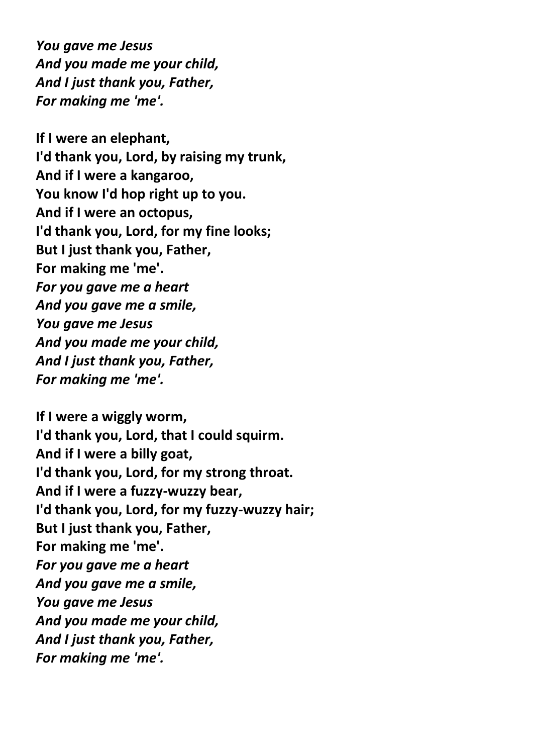*You gave me Jesus*
*And you made me your child,*
*And I just thank you, Father,*
*For making me 'me'.*

**If I were an elephant,**
**I'd thank you, Lord, by raising my trunk,**
**And if I were a kangaroo,**
**You know I'd hop right up to you.**
**And if I were an octopus,**
**I'd thank you, Lord, for my fine looks;**
**But I just thank you, Father,**
**For making me 'me'.**
*For you gave me a heart*
*And you gave me a smile,*
*You gave me Jesus*
*And you made me your child,*
*And I just thank you, Father,*
*For making me 'me'.*

**If I were a wiggly worm,**
**I'd thank you, Lord, that I could squirm.**
**And if I were a billy goat,**
**I'd thank you, Lord, for my strong throat.**
**And if I were a fuzzy-wuzzy bear,**
**I'd thank you, Lord, for my fuzzy-wuzzy hair;**
**But I just thank you, Father,**
**For making me 'me'.**
*For you gave me a heart*
*And you gave me a smile,*
*You gave me Jesus*
*And you made me your child,*
*And I just thank you, Father,*
*For making me 'me'.*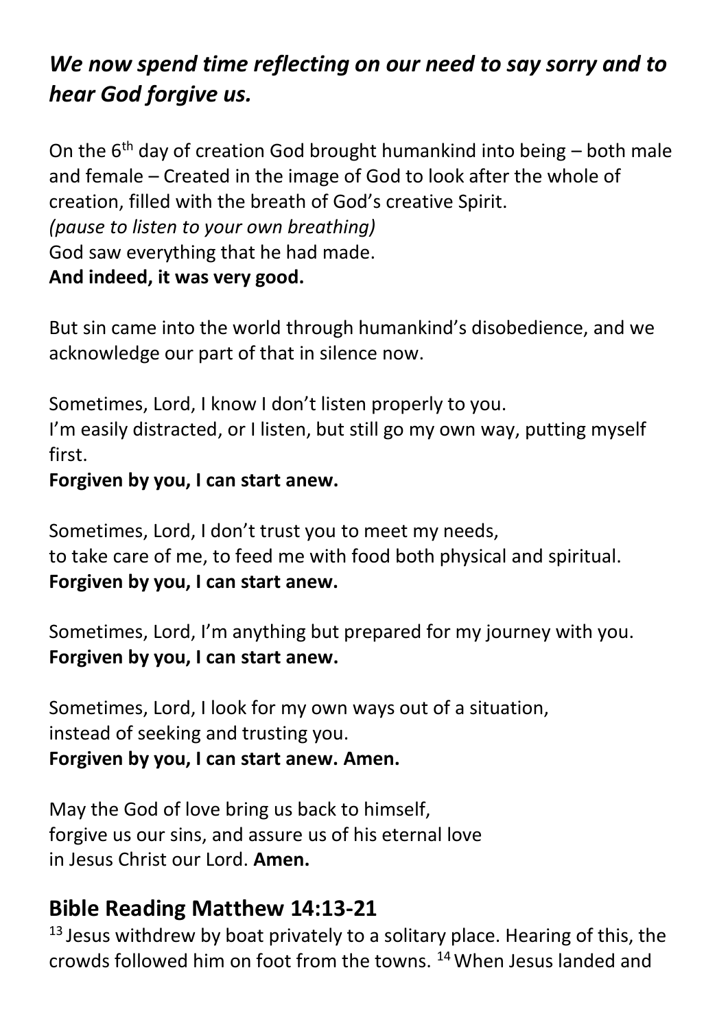## *We now spend time reflecting on our need to say sorry and to hear God forgive us.*

On the 6th day of creation God brought humankind into being – both male and female – Created in the image of God to look after the whole of creation, filled with the breath of God's creative Spirit.
*(pause to listen to your own breathing)*
God saw everything that he had made.
**And indeed, it was very good.**

But sin came into the world through humankind's disobedience, and we acknowledge our part of that in silence now.

Sometimes, Lord, I know I don't listen properly to you.
I'm easily distracted, or I listen, but still go my own way, putting myself first.
**Forgiven by you, I can start anew.**

Sometimes, Lord, I don't trust you to meet my needs,
to take care of me, to feed me with food both physical and spiritual.
**Forgiven by you, I can start anew.**

Sometimes, Lord, I'm anything but prepared for my journey with you.
**Forgiven by you, I can start anew.**

Sometimes, Lord, I look for my own ways out of a situation,
instead of seeking and trusting you.
**Forgiven by you, I can start anew. Amen.**

May the God of love bring us back to himself,
forgive us our sins, and assure us of his eternal love
in Jesus Christ our Lord. **Amen.**

## Bible Reading Matthew 14:13-21

[13] Jesus withdrew by boat privately to a solitary place. Hearing of this, the crowds followed him on foot from the towns. [14] When Jesus landed and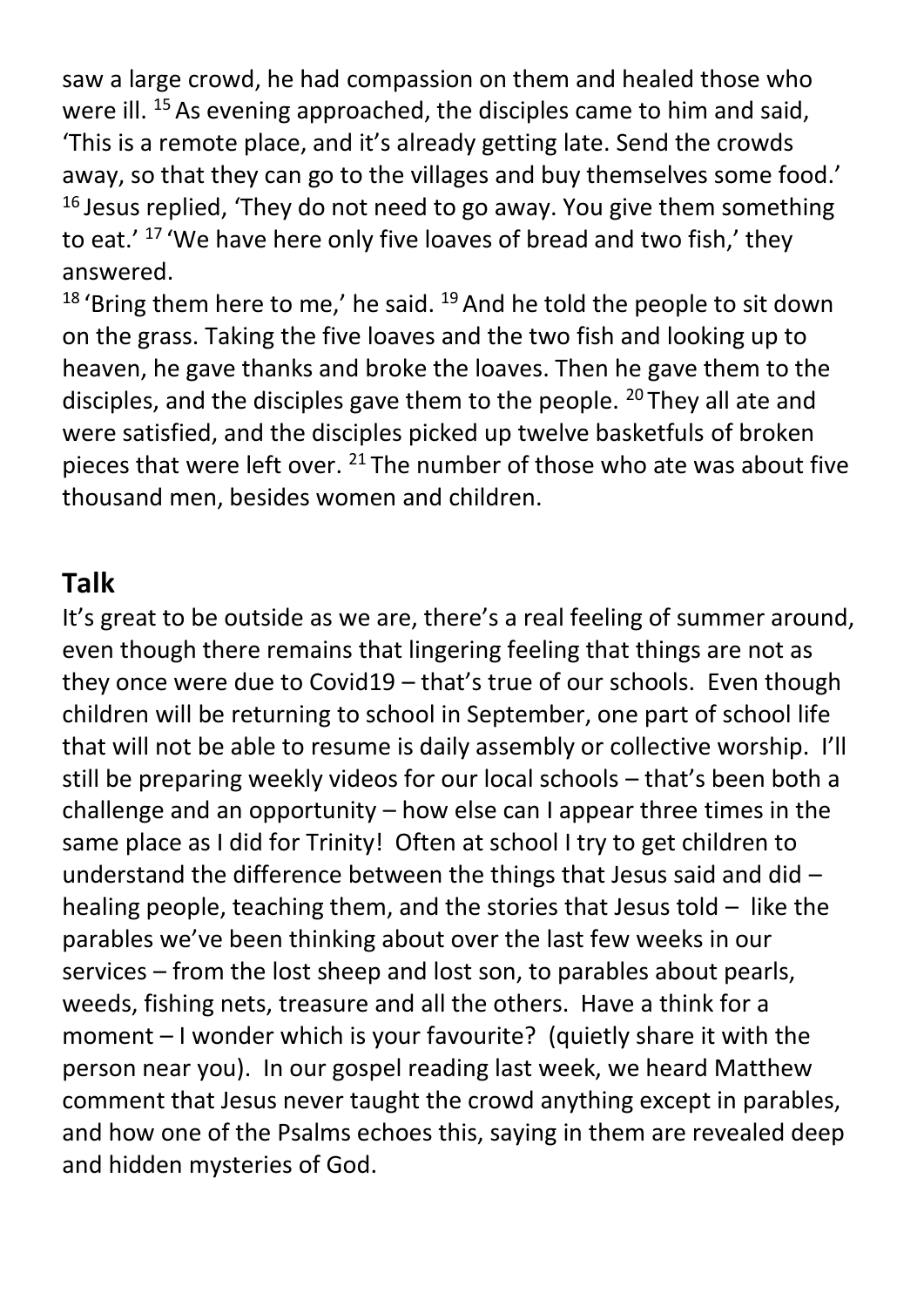saw a large crowd, he had compassion on them and healed those who were ill. [15] As evening approached, the disciples came to him and said, 'This is a remote place, and it's already getting late. Send the crowds away, so that they can go to the villages and buy themselves some food.' [16] Jesus replied, 'They do not need to go away. You give them something to eat.' [17] 'We have here only five loaves of bread and two fish,' they answered.

[18] 'Bring them here to me,' he said. [19] And he told the people to sit down on the grass. Taking the five loaves and the two fish and looking up to heaven, he gave thanks and broke the loaves. Then he gave them to the disciples, and the disciples gave them to the people. [20] They all ate and were satisfied, and the disciples picked up twelve basketfuls of broken pieces that were left over. [21] The number of those who ate was about five thousand men, besides women and children.

## Talk

It's great to be outside as we are, there's a real feeling of summer around, even though there remains that lingering feeling that things are not as they once were due to Covid19 – that's true of our schools. Even though children will be returning to school in September, one part of school life that will not be able to resume is daily assembly or collective worship. I'll still be preparing weekly videos for our local schools – that's been both a challenge and an opportunity – how else can I appear three times in the same place as I did for Trinity! Often at school I try to get children to understand the difference between the things that Jesus said and did – healing people, teaching them, and the stories that Jesus told – like the parables we've been thinking about over the last few weeks in our services – from the lost sheep and lost son, to parables about pearls, weeds, fishing nets, treasure and all the others. Have a think for a moment – I wonder which is your favourite? (quietly share it with the person near you). In our gospel reading last week, we heard Matthew comment that Jesus never taught the crowd anything except in parables, and how one of the Psalms echoes this, saying in them are revealed deep and hidden mysteries of God.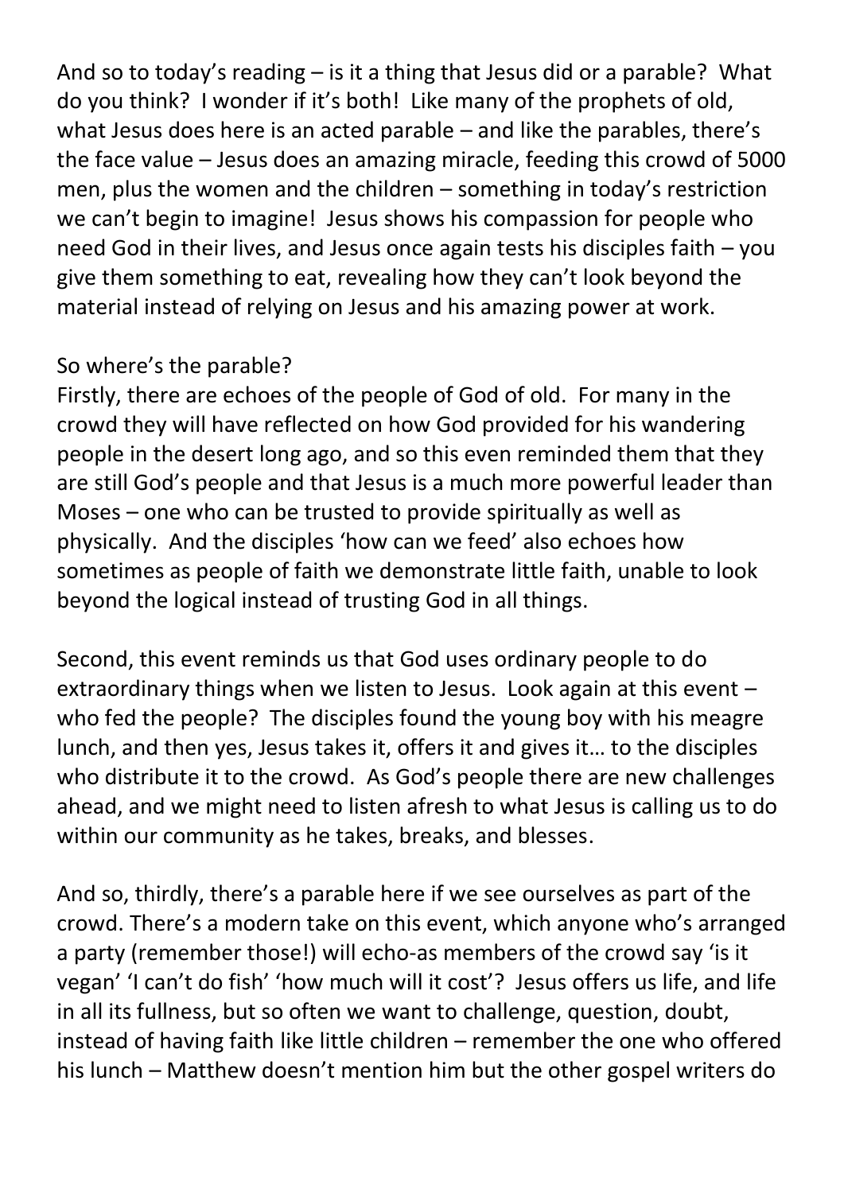And so to today's reading – is it a thing that Jesus did or a parable? What do you think? I wonder if it's both! Like many of the prophets of old, what Jesus does here is an acted parable – and like the parables, there's the face value – Jesus does an amazing miracle, feeding this crowd of 5000 men, plus the women and the children – something in today's restriction we can't begin to imagine! Jesus shows his compassion for people who need God in their lives, and Jesus once again tests his disciples faith – you give them something to eat, revealing how they can't look beyond the material instead of relying on Jesus and his amazing power at work.

So where's the parable?
Firstly, there are echoes of the people of God of old. For many in the crowd they will have reflected on how God provided for his wandering people in the desert long ago, and so this even reminded them that they are still God's people and that Jesus is a much more powerful leader than Moses – one who can be trusted to provide spiritually as well as physically. And the disciples 'how can we feed' also echoes how sometimes as people of faith we demonstrate little faith, unable to look beyond the logical instead of trusting God in all things.

Second, this event reminds us that God uses ordinary people to do extraordinary things when we listen to Jesus. Look again at this event – who fed the people? The disciples found the young boy with his meagre lunch, and then yes, Jesus takes it, offers it and gives it… to the disciples who distribute it to the crowd. As God's people there are new challenges ahead, and we might need to listen afresh to what Jesus is calling us to do within our community as he takes, breaks, and blesses.

And so, thirdly, there's a parable here if we see ourselves as part of the crowd. There's a modern take on this event, which anyone who's arranged a party (remember those!) will echo-as members of the crowd say 'is it vegan' 'I can't do fish' 'how much will it cost'? Jesus offers us life, and life in all its fullness, but so often we want to challenge, question, doubt, instead of having faith like little children – remember the one who offered his lunch – Matthew doesn't mention him but the other gospel writers do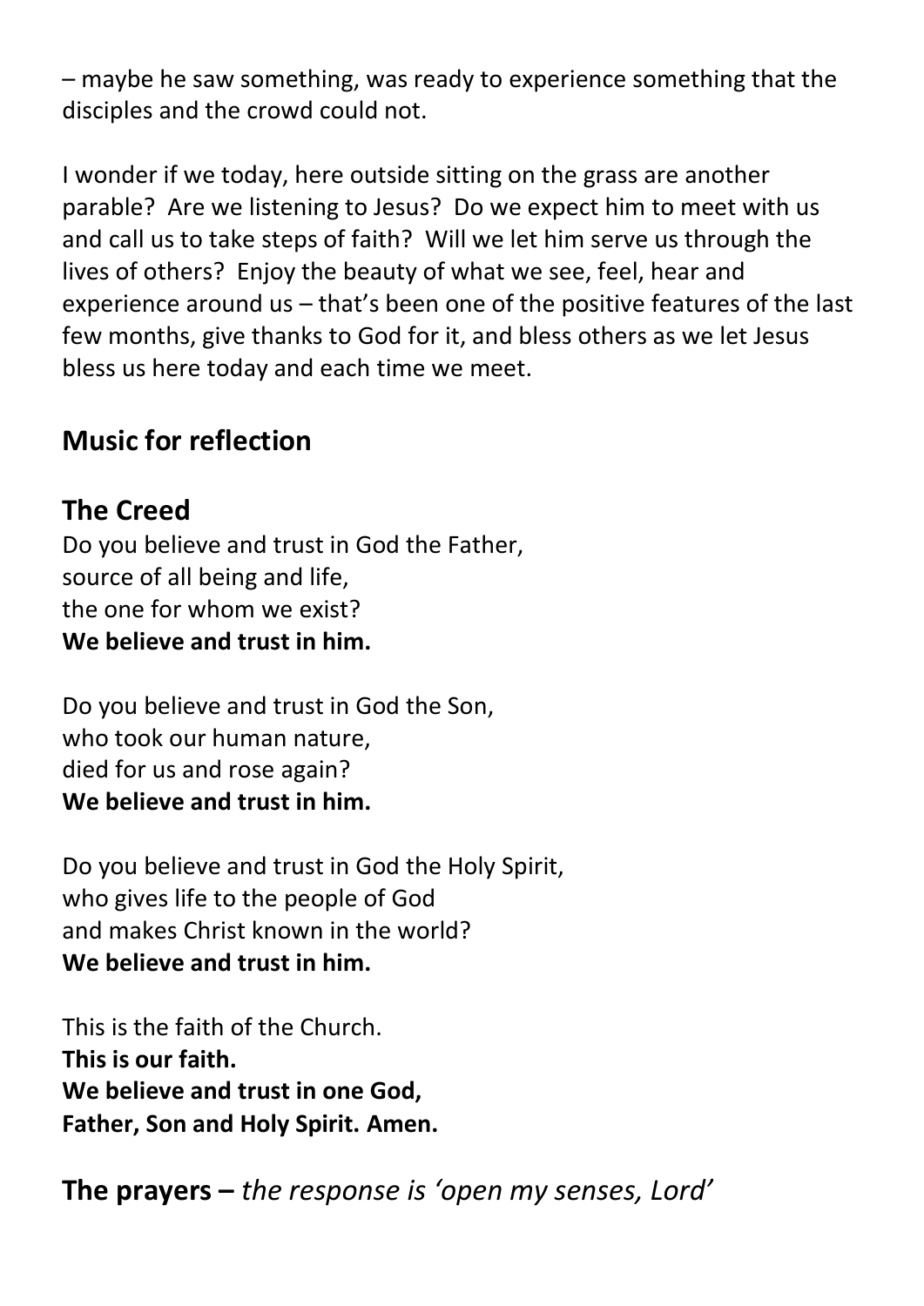– maybe he saw something, was ready to experience something that the disciples and the crowd could not.

I wonder if we today, here outside sitting on the grass are another parable? Are we listening to Jesus? Do we expect him to meet with us and call us to take steps of faith? Will we let him serve us through the lives of others? Enjoy the beauty of what we see, feel, hear and experience around us – that's been one of the positive features of the last few months, give thanks to God for it, and bless others as we let Jesus bless us here today and each time we meet.

## Music for reflection

## The Creed

Do you believe and trust in God the Father,
source of all being and life,
the one for whom we exist?
**We believe and trust in him.**

Do you believe and trust in God the Son,
who took our human nature,
died for us and rose again?
**We believe and trust in him.**

Do you believe and trust in God the Holy Spirit,
who gives life to the people of God
and makes Christ known in the world?
**We believe and trust in him.**

This is the faith of the Church.
**This is our faith.**
**We believe and trust in one God,**
**Father, Son and Holy Spirit. Amen.**

## The prayers – *the response is 'open my senses, Lord'*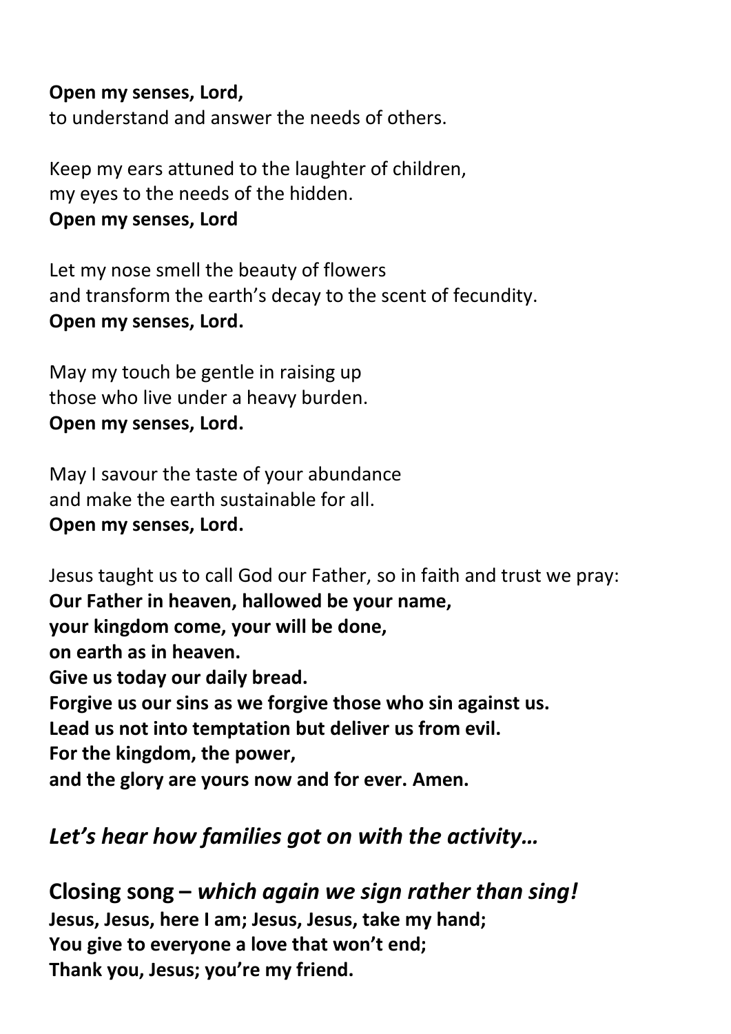**Open my senses, Lord,**
to understand and answer the needs of others.

Keep my ears attuned to the laughter of children,
my eyes to the needs of the hidden.
**Open my senses, Lord**

Let my nose smell the beauty of flowers
and transform the earth's decay to the scent of fecundity.
**Open my senses, Lord.**

May my touch be gentle in raising up
those who live under a heavy burden.
**Open my senses, Lord.**

May I savour the taste of your abundance
and make the earth sustainable for all.
**Open my senses, Lord.**

Jesus taught us to call God our Father, so in faith and trust we pray:
**Our Father in heaven, hallowed be your name,**
**your kingdom come, your will be done,**
**on earth as in heaven.**
**Give us today our daily bread.**
**Forgive us our sins as we forgive those who sin against us.**
**Lead us not into temptation but deliver us from evil.**
**For the kingdom, the power,**
**and the glory are yours now and for ever. Amen.**

***Let's hear how families got on with the activity…***

**Closing song –** ***which again we sign rather than sing!***
**Jesus, Jesus, here I am; Jesus, Jesus, take my hand;**
**You give to everyone a love that won't end;**
**Thank you, Jesus; you're my friend.**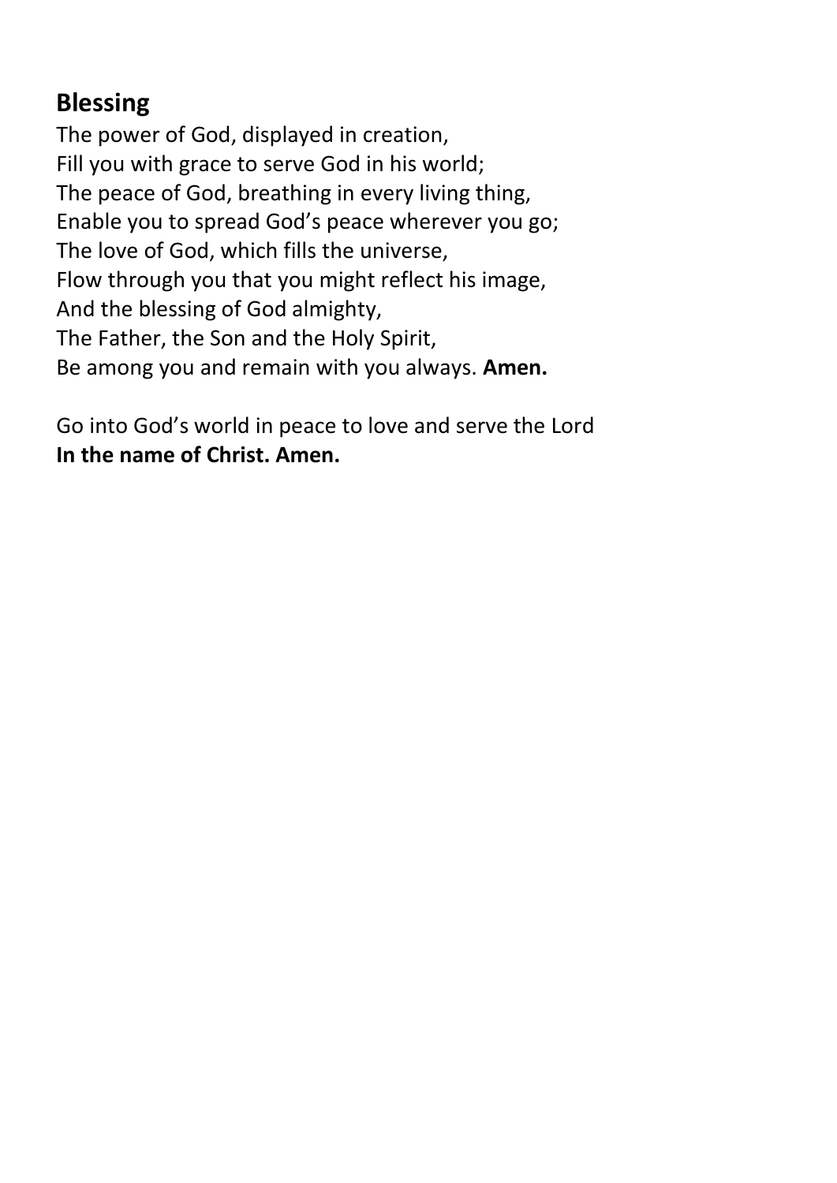## Blessing

The power of God, displayed in creation,
Fill you with grace to serve God in his world;
The peace of God, breathing in every living thing,
Enable you to spread God's peace wherever you go;
The love of God, which fills the universe,
Flow through you that you might reflect his image,
And the blessing of God almighty,
The Father, the Son and the Holy Spirit,
Be among you and remain with you always. **Amen.**

Go into God's world in peace to love and serve the Lord
**In the name of Christ. Amen.**